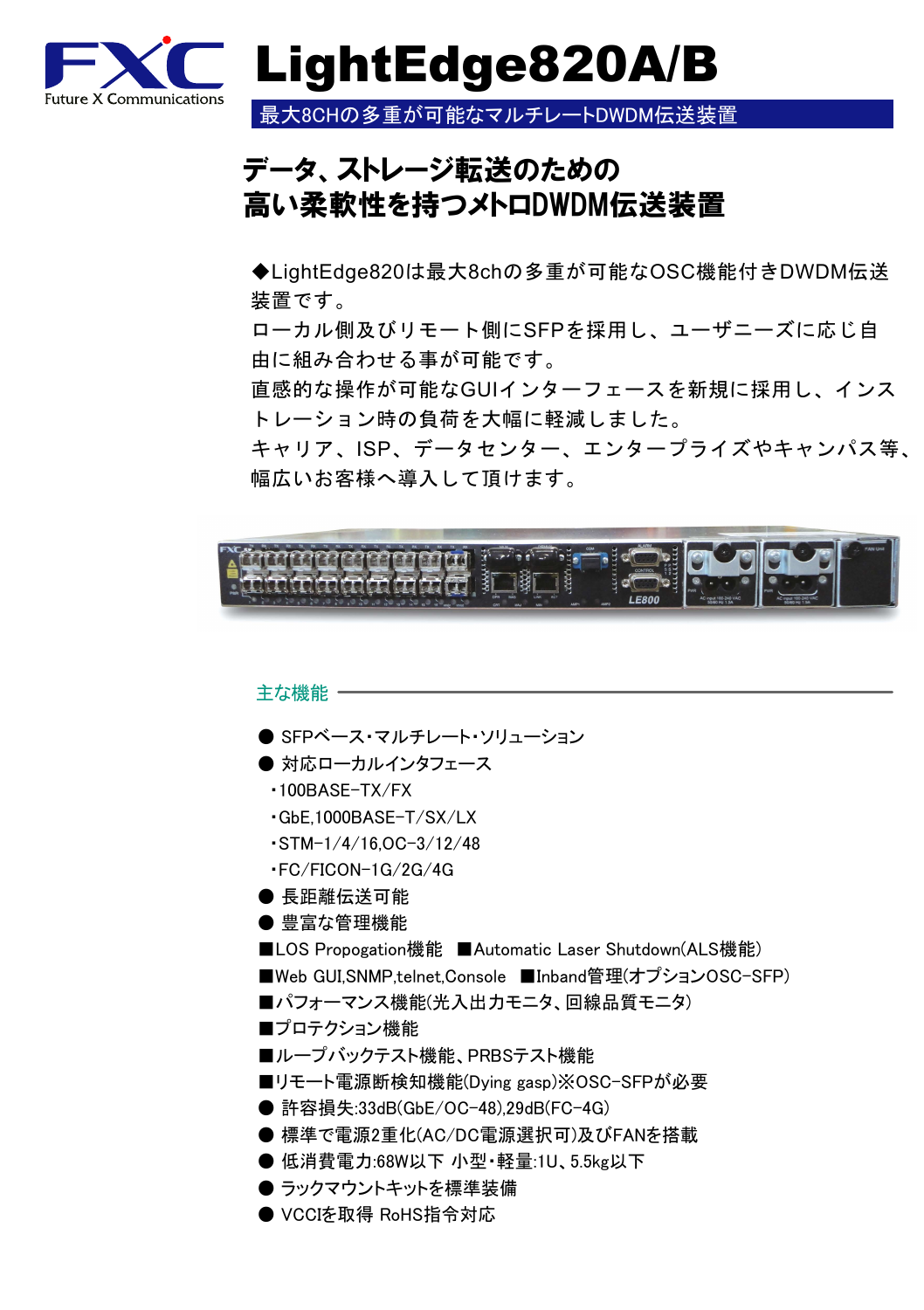FXC
Future X Communications

# LightEdge820A/B

最大8CHの多重が可能なマルチレートDWDM伝送装置

## データ、ストレージ転送のための 高い柔軟性を持つメトロDWDM伝送装置

◆LightEdge820は最大8chの多重が可能なOSC機能付きDWDM伝送装置です。
ローカル側及びリモート側にSFPを採用し、ユーザニーズに応じ自由に組み合わせる事が可能です。
直感的な操作が可能なGUIインターフェースを新規に採用し、インストレーション時の負荷を大幅に軽減しました。
キャリア、ISP、データセンター、エンタープライズやキャンパス等、幅広いお客様へ導入して頂けます。

### 主な機能

● SFPベース・マルチレート・ソリューション
● 対応ローカルインタフェース
・100BASE-TX/FX
・GbE,1000BASE-T/SX/LX
・STM-1/4/16,OC-3/12/48
・FC/FICON-1G/2G/4G
● 長距離伝送可能
● 豊富な管理機能
■LOS Propogation機能　■Automatic Laser Shutdown(ALS機能)
■Web GUI,SNMP,telnet,Console　■Inband管理(オプションOSC-SFP)
■パフォーマンス機能(光入出力モニタ、回線品質モニタ)
■プロテクション機能
■ループバックテスト機能、PRBSテスト機能
■リモート電源断検知機能(Dying gasp)※OSC-SFPが必要
● 許容損失:33dB(GbE/OC-48),29dB(FC-4G)
● 標準で電源2重化(AC/DC電源選択可)及びFANを搭載
● 低消費電力:68W以下 小型・軽量:1U、5.5kg以下
● ラックマウントキットを標準装備
● VCCIを取得 RoHS指令対応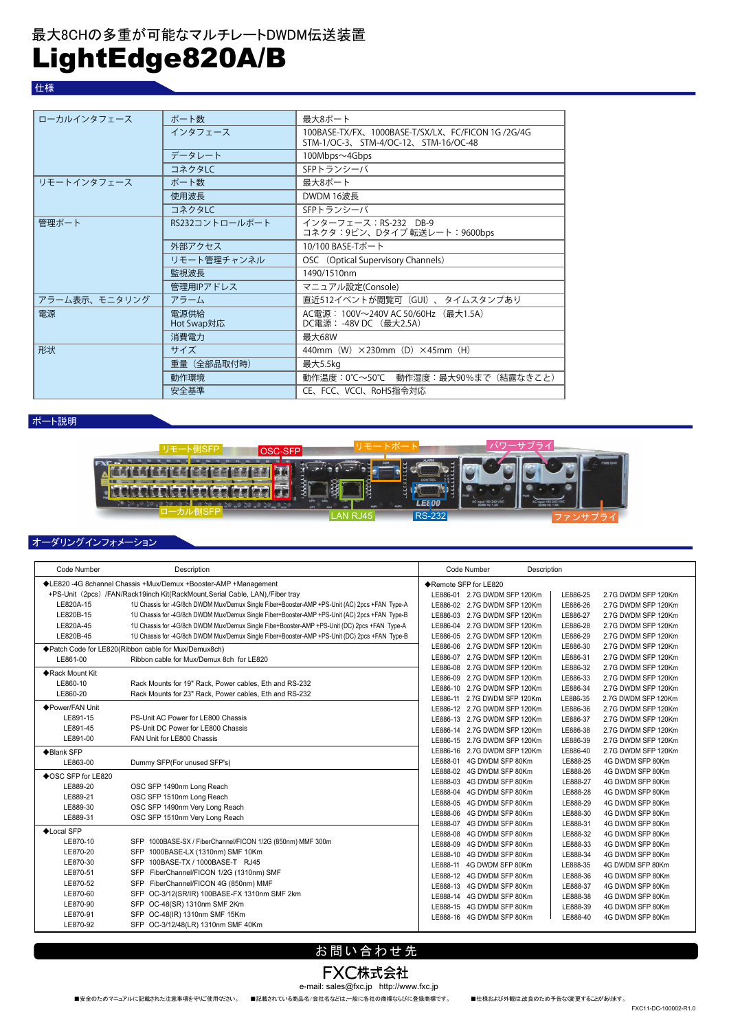最大8CHの多重が可能なマルチレートDWDM伝送装置

# LightEdge820A/B

## 仕様

| | | |
|---|---|---|
| ローカルインタフェース | ポート数 | 最大8ポート |
| | インタフェース | 100BASE-TX/FX、1000BASE-T/SX/LX、FC/FICON 1G /2G/4G<br>STM-1/OC-3、STM-4/OC-12、STM-16/OC-48 |
| | データレート | 100Mbps〜4Gbps |
| | コネクタLC | SFPトランシーバ |
| リモートインタフェース | ポート数 | 最大8ポート |
| | 使用波長 | DWDM 16波長 |
| | コネクタLC | SFPトランシーバ |
| 管理ポート | RS232コントロールポート | インターフェース：RS-232　DB-9<br>コネクタ：9ピン、Dタイプ 転送レート：9600bps |
| | 外部アクセス | 10/100 BASE-Tポート |
| | リモート管理チャンネル | OSC （Optical Supervisory Channels） |
| | 監視波長 | 1490/1510nm |
| | 管理用IPアドレス | マニュアル設定(Console) |
| アラーム表示、モニタリング | アラーム | 直近512イベントが閲覧可（GUI）、タイムスタンプあり |
| 電源 | 電源供給<br>Hot Swap対応 | AC電源： 100V〜240V AC 50/60Hz （最大1.5A）<br>DC電源： -48V DC （最大2.5A） |
| | 消費電力 | 最大68W |
| 形状 | サイズ | 440mm （W） ×230mm （D） ×45mm （H） |
| | 重量（全部品取付時） | 最大5.5kg |
| | 動作環境 | 動作温度：0℃〜50℃　動作湿度：最大90%まで（結露なきこと） |
| | 安全基準 | CE、FCC、VCCI、RoHS指令対応 |

## ポート説明

リモート側SFP　OSC-SFP　リモートポート　パワーサプライ

ローカル側SFP　LAN RJ45　RS-232　ファンサプライ

## オーダリングインフォメーション

| Code Number | Description |
|---|---|
| ◆LE820 -4G 8channel Chassis +Mux/Demux +Booster-AMP +Management +PS-Unit（2pcs）/FAN/Rack19inch Kit(RackMount,Serial Cable, LAN)/Fiber tray | |
| LE820A-15 | 1U Chassis for -4G/8ch DWDM Mux/Demux Single Fiber+Booster-AMP +PS-Unit (AC) 2pcs +FAN Type-A |
| LE820B-15 | 1U Chassis for -4G/8ch DWDM Mux/Demux Single Fiber+Booster-AMP +PS-Unit (AC) 2pcs +FAN Type-B |
| LE820A-45 | 1U Chassis for -4G/8ch DWDM Mux/Demux Single Fibe+Booster-AMP +PS-Unit (DC) 2pcs +FAN Type-A |
| LE820B-45 | 1U Chassis for -4G/8ch DWDM Mux/Demux Single Fiber+Booster-AMP +PS-Unit (DC) 2pcs +FAN Type-B |
| ◆Patch Code for LE820(Ribbon cable for Mux/Demux8ch) | |
| LE861-00 | Ribbon cable for Mux/Demux 8ch for LE820 |
| ◆Rack Mount Kit | |
| LE860-10 | Rack Mounts for 19" Rack, Power cables, Eth and RS-232 |
| LE860-20 | Rack Mounts for 23" Rack, Power cables, Eth and RS-232 |
| ◆Power/FAN Unit | |
| LE891-15 | PS-Unit AC Power for LE800 Chassis |
| LE891-45 | PS-Unit DC Power for LE800 Chassis |
| LE891-00 | FAN Unit for LE800 Chassis |
| ◆Blank SFP | |
| LE863-00 | Dummy SFP(For unused SFP's) |
| ◆OSC SFP for LE820 | |
| LE889-20 | OSC SFP 1490nm Long Reach |
| LE889-21 | OSC SFP 1510nm Long Reach |
| LE889-30 | OSC SFP 1490nm Very Long Reach |
| LE889-31 | OSC SFP 1510nm Very Long Reach |
| ◆Local SFP | |
| LE870-10 | SFP 1000BASE-SX / FiberChannel/FICON 1/2G (850nm) MMF 300m |
| LE870-20 | SFP 1000BASE-LX (1310nm) SMF 10Km |
| LE870-30 | SFP 100BASE-TX / 1000BASE-T RJ45 |
| LE870-51 | SFP FiberChannel/FICON 1/2G (1310nm) SMF |
| LE870-52 | SFP FiberChannel/FICON 4G (850nm) MMF |
| LE870-60 | SFP OC-3/12(SR/IR) 100BASE-FX 1310nm SMF 2km |
| LE870-90 | SFP OC-48(SR) 1310nm SMF 2Km |
| LE870-91 | SFP OC-48(IR) 1310nm SMF 15Km |
| LE870-92 | SFP OC-3/12/48(LR) 1310nm SMF 40Km |

| Code Number | Description | Code Number | Description |
|---|---|---|---|
| ◆Remote SFP for LE820 | | | |
| LE886-01 | 2.7G DWDM SFP 120Km | LE886-25 | 2.7G DWDM SFP 120Km |
| LE886-02 | 2.7G DWDM SFP 120Km | LE886-26 | 2.7G DWDM SFP 120Km |
| LE886-03 | 2.7G DWDM SFP 120Km | LE886-27 | 2.7G DWDM SFP 120Km |
| LE886-04 | 2.7G DWDM SFP 120Km | LE886-28 | 2.7G DWDM SFP 120Km |
| LE886-05 | 2.7G DWDM SFP 120Km | LE886-29 | 2.7G DWDM SFP 120Km |
| LE886-06 | 2.7G DWDM SFP 120Km | LE886-30 | 2.7G DWDM SFP 120Km |
| LE886-07 | 2.7G DWDM SFP 120Km | LE886-31 | 2.7G DWDM SFP 120Km |
| LE886-08 | 2.7G DWDM SFP 120Km | LE886-32 | 2.7G DWDM SFP 120Km |
| LE886-09 | 2.7G DWDM SFP 120Km | LE886-33 | 2.7G DWDM SFP 120Km |
| LE886-10 | 2.7G DWDM SFP 120Km | LE886-34 | 2.7G DWDM SFP 120Km |
| LE886-11 | 2.7G DWDM SFP 120Km | LE886-35 | 2.7G DWDM SFP 120Km |
| LE886-12 | 2.7G DWDM SFP 120Km | LE886-36 | 2.7G DWDM SFP 120Km |
| LE886-13 | 2.7G DWDM SFP 120Km | LE886-37 | 2.7G DWDM SFP 120Km |
| LE886-14 | 2.7G DWDM SFP 120Km | LE886-38 | 2.7G DWDM SFP 120Km |
| LE886-15 | 2.7G DWDM SFP 120Km | LE886-39 | 2.7G DWDM SFP 120Km |
| LE886-16 | 2.7G DWDM SFP 120Km | LE886-40 | 2.7G DWDM SFP 120Km |
| LE888-01 | 4G DWDM SFP 80Km | LE888-25 | 4G DWDM SFP 80Km |
| LE888-02 | 4G DWDM SFP 80Km | LE888-26 | 4G DWDM SFP 80Km |
| LE888-03 | 4G DWDM SFP 80Km | LE888-27 | 4G DWDM SFP 80Km |
| LE888-04 | 4G DWDM SFP 80Km | LE888-28 | 4G DWDM SFP 80Km |
| LE888-05 | 4G DWDM SFP 80Km | LE888-29 | 4G DWDM SFP 80Km |
| LE888-06 | 4G DWDM SFP 80Km | LE888-30 | 4G DWDM SFP 80Km |
| LE888-07 | 4G DWDM SFP 80Km | LE888-31 | 4G DWDM SFP 80Km |
| LE888-08 | 4G DWDM SFP 80Km | LE888-32 | 4G DWDM SFP 80Km |
| LE888-09 | 4G DWDM SFP 80Km | LE888-33 | 4G DWDM SFP 80Km |
| LE888-10 | 4G DWDM SFP 80Km | LE888-34 | 4G DWDM SFP 80Km |
| LE888-11 | 4G DWDM SFP 80Km | LE888-35 | 4G DWDM SFP 80Km |
| LE888-12 | 4G DWDM SFP 80Km | LE888-36 | 4G DWDM SFP 80Km |
| LE888-13 | 4G DWDM SFP 80Km | LE888-37 | 4G DWDM SFP 80Km |
| LE888-14 | 4G DWDM SFP 80Km | LE888-38 | 4G DWDM SFP 80Km |
| LE888-15 | 4G DWDM SFP 80Km | LE888-39 | 4G DWDM SFP 80Km |
| LE888-16 | 4G DWDM SFP 80Km | LE888-40 | 4G DWDM SFP 80Km |

## お問い合わせ先

FXC株式会社

e-mail: sales@fxc.jp　http://www.fxc.jp

■安全のためマニュアルに記載された注意事項を守りご使用ください。　■記載されている商品名/会社名などは一般に各社の商標ならびに登録商標です。　■仕様および外観は改良のため予告なく変更することがあります。

FXC11-DC-100002-R1.0